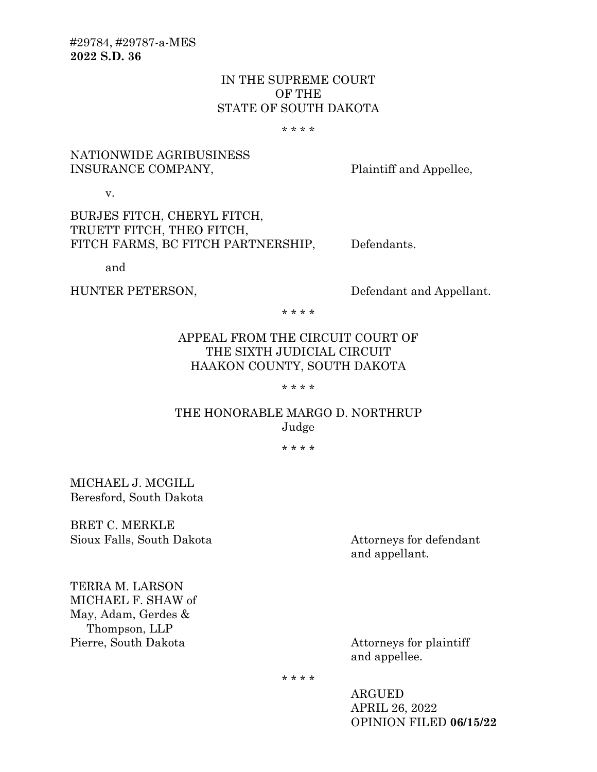#29784, #29787-a-MES
**2022 S.D. 36**

IN THE SUPREME COURT
OF THE
STATE OF SOUTH DAKOTA

\* \* \* \*

NATIONWIDE AGRIBUSINESS INSURANCE COMPANY, Plaintiff and Appellee,

v.

BURJES FITCH, CHERYL FITCH, TRUETT FITCH, THEO FITCH, FITCH FARMS, BC FITCH PARTNERSHIP, Defendants.

and

HUNTER PETERSON, Defendant and Appellant.

\* \* \* \*

APPEAL FROM THE CIRCUIT COURT OF
THE SIXTH JUDICIAL CIRCUIT
HAAKON COUNTY, SOUTH DAKOTA

\* \* \* \*

THE HONORABLE MARGO D. NORTHRUP
Judge

\* \* \* \*

MICHAEL J. MCGILL
Beresford, South Dakota

BRET C. MERKLE
Sioux Falls, South Dakota

Attorneys for defendant and appellant.

TERRA M. LARSON
MICHAEL F. SHAW of
May, Adam, Gerdes & Thompson, LLP
Pierre, South Dakota

Attorneys for plaintiff and appellee.

\* \* \* \*

ARGUED
APRIL 26, 2022
OPINION FILED **06/15/22**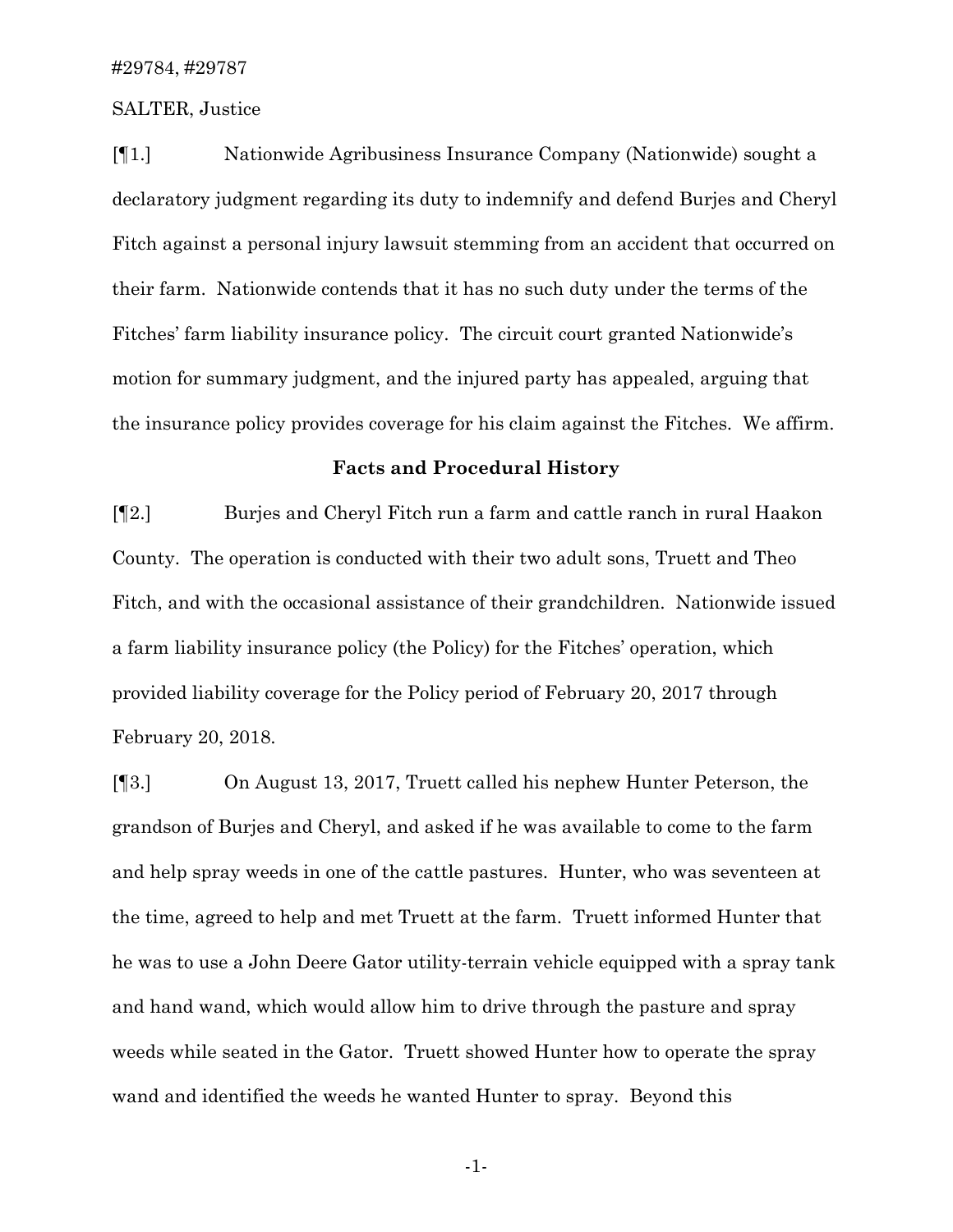#29784, #29787

SALTER, Justice

[¶1.] Nationwide Agribusiness Insurance Company (Nationwide) sought a declaratory judgment regarding its duty to indemnify and defend Burjes and Cheryl Fitch against a personal injury lawsuit stemming from an accident that occurred on their farm. Nationwide contends that it has no such duty under the terms of the Fitches' farm liability insurance policy. The circuit court granted Nationwide's motion for summary judgment, and the injured party has appealed, arguing that the insurance policy provides coverage for his claim against the Fitches. We affirm.

**Facts and Procedural History**

[¶2.] Burjes and Cheryl Fitch run a farm and cattle ranch in rural Haakon County. The operation is conducted with their two adult sons, Truett and Theo Fitch, and with the occasional assistance of their grandchildren. Nationwide issued a farm liability insurance policy (the Policy) for the Fitches' operation, which provided liability coverage for the Policy period of February 20, 2017 through February 20, 2018.

[¶3.] On August 13, 2017, Truett called his nephew Hunter Peterson, the grandson of Burjes and Cheryl, and asked if he was available to come to the farm and help spray weeds in one of the cattle pastures. Hunter, who was seventeen at the time, agreed to help and met Truett at the farm. Truett informed Hunter that he was to use a John Deere Gator utility-terrain vehicle equipped with a spray tank and hand wand, which would allow him to drive through the pasture and spray weeds while seated in the Gator. Truett showed Hunter how to operate the spray wand and identified the weeds he wanted Hunter to spray. Beyond this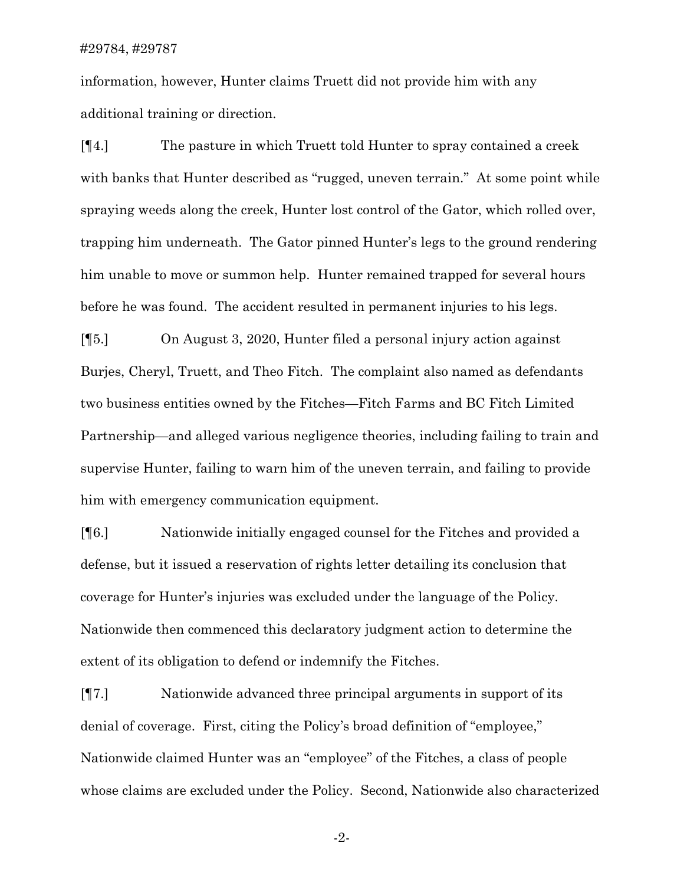information, however, Hunter claims Truett did not provide him with any additional training or direction.

[¶4.] The pasture in which Truett told Hunter to spray contained a creek with banks that Hunter described as "rugged, uneven terrain." At some point while spraying weeds along the creek, Hunter lost control of the Gator, which rolled over, trapping him underneath. The Gator pinned Hunter's legs to the ground rendering him unable to move or summon help. Hunter remained trapped for several hours before he was found. The accident resulted in permanent injuries to his legs.

[¶5.] On August 3, 2020, Hunter filed a personal injury action against Burjes, Cheryl, Truett, and Theo Fitch. The complaint also named as defendants two business entities owned by the Fitches—Fitch Farms and BC Fitch Limited Partnership—and alleged various negligence theories, including failing to train and supervise Hunter, failing to warn him of the uneven terrain, and failing to provide him with emergency communication equipment.

[¶6.] Nationwide initially engaged counsel for the Fitches and provided a defense, but it issued a reservation of rights letter detailing its conclusion that coverage for Hunter's injuries was excluded under the language of the Policy. Nationwide then commenced this declaratory judgment action to determine the extent of its obligation to defend or indemnify the Fitches.

[¶7.] Nationwide advanced three principal arguments in support of its denial of coverage. First, citing the Policy's broad definition of "employee," Nationwide claimed Hunter was an "employee" of the Fitches, a class of people whose claims are excluded under the Policy. Second, Nationwide also characterized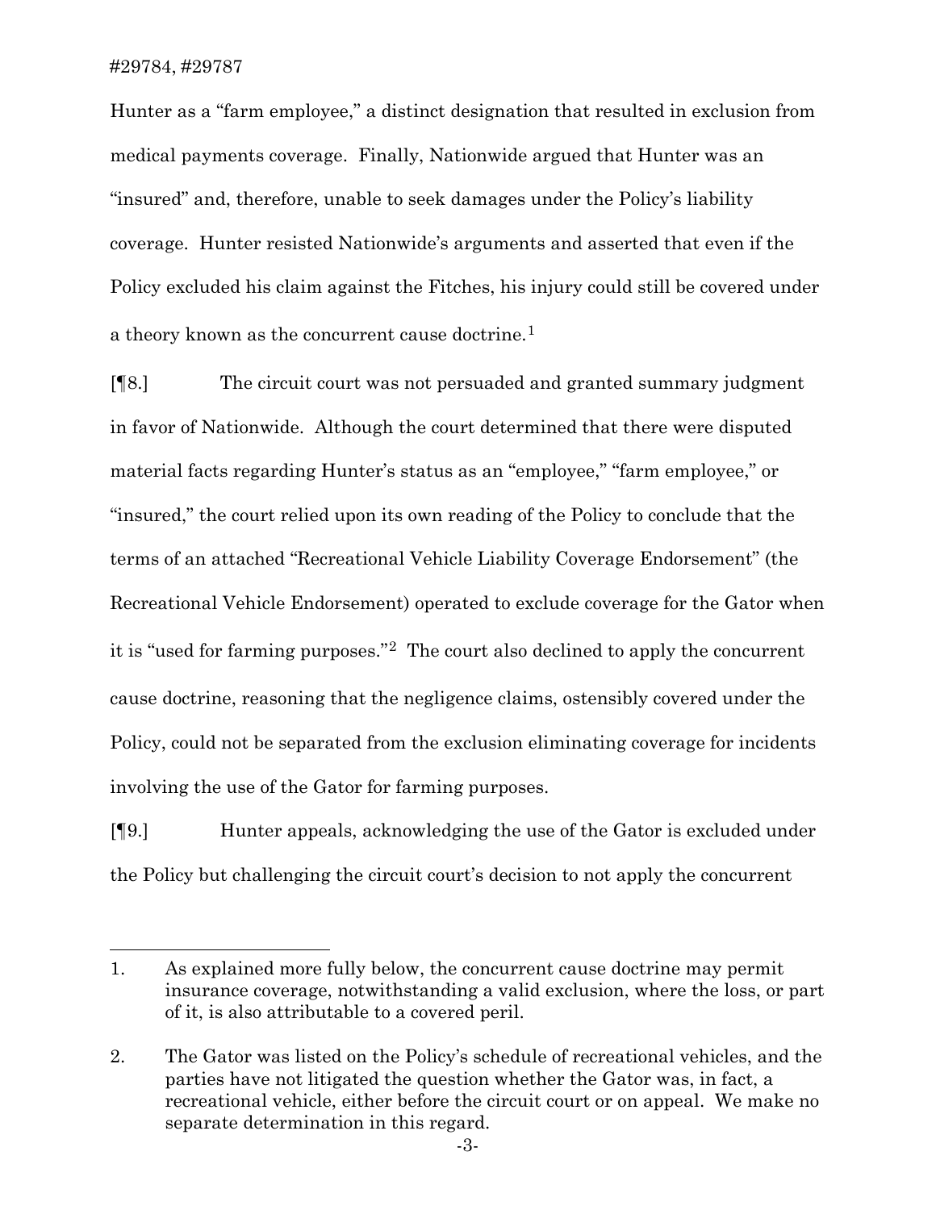Hunter as a "farm employee," a distinct designation that resulted in exclusion from medical payments coverage. Finally, Nationwide argued that Hunter was an "insured" and, therefore, unable to seek damages under the Policy's liability coverage. Hunter resisted Nationwide's arguments and asserted that even if the Policy excluded his claim against the Fitches, his injury could still be covered under a theory known as the concurrent cause doctrine.[1]

[¶8.] The circuit court was not persuaded and granted summary judgment in favor of Nationwide. Although the court determined that there were disputed material facts regarding Hunter's status as an "employee," "farm employee," or "insured," the court relied upon its own reading of the Policy to conclude that the terms of an attached "Recreational Vehicle Liability Coverage Endorsement" (the Recreational Vehicle Endorsement) operated to exclude coverage for the Gator when it is "used for farming purposes."[2] The court also declined to apply the concurrent cause doctrine, reasoning that the negligence claims, ostensibly covered under the Policy, could not be separated from the exclusion eliminating coverage for incidents involving the use of the Gator for farming purposes.

[¶9.] Hunter appeals, acknowledging the use of the Gator is excluded under the Policy but challenging the circuit court's decision to not apply the concurrent

---

1. As explained more fully below, the concurrent cause doctrine may permit insurance coverage, notwithstanding a valid exclusion, where the loss, or part of it, is also attributable to a covered peril.

2. The Gator was listed on the Policy's schedule of recreational vehicles, and the parties have not litigated the question whether the Gator was, in fact, a recreational vehicle, either before the circuit court or on appeal. We make no separate determination in this regard.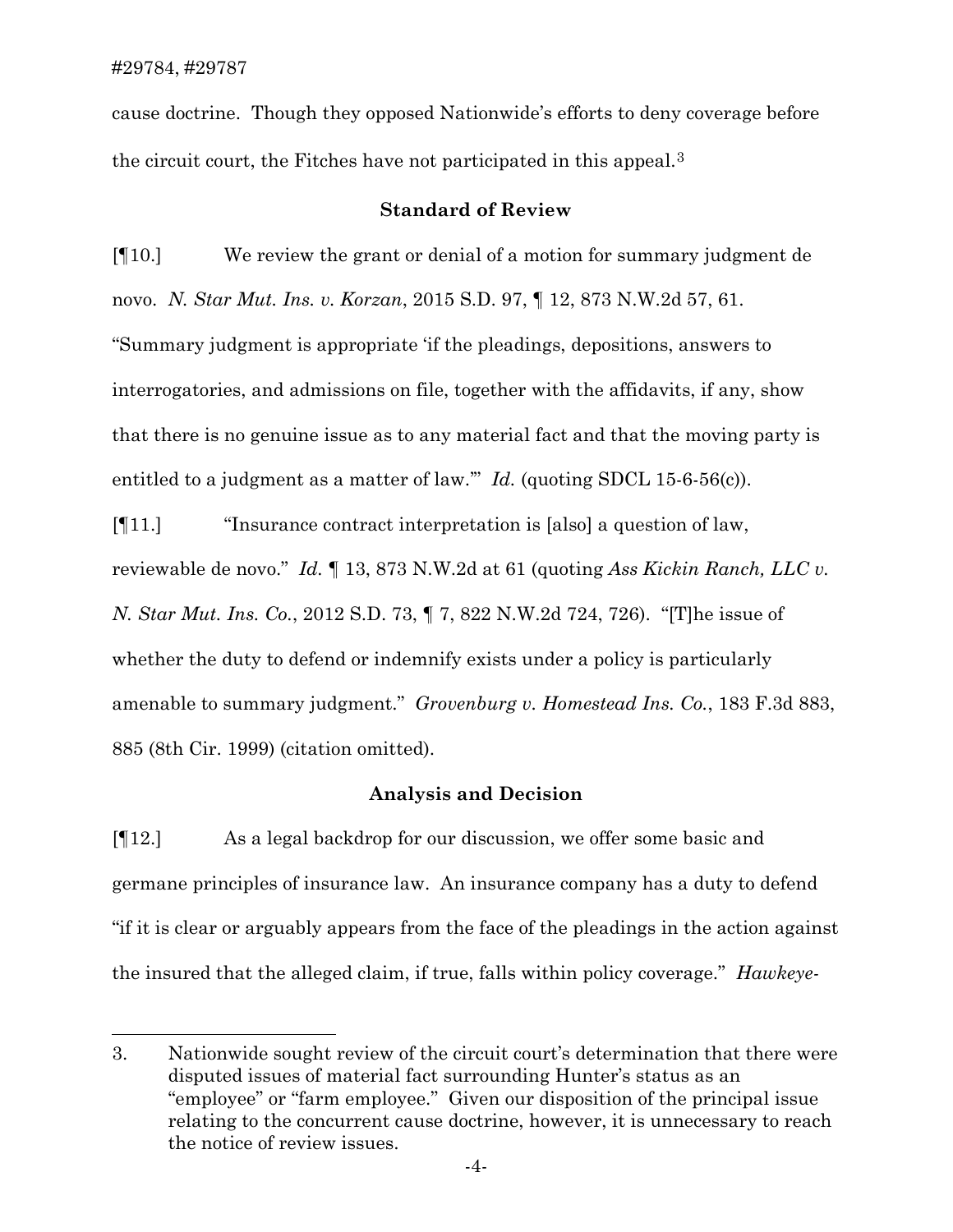cause doctrine. Though they opposed Nationwide's efforts to deny coverage before the circuit court, the Fitches have not participated in this appeal.[3]

### Standard of Review

[¶10.] We review the grant or denial of a motion for summary judgment de novo. *N. Star Mut. Ins. v. Korzan*, 2015 S.D. 97, ¶ 12, 873 N.W.2d 57, 61. "Summary judgment is appropriate 'if the pleadings, depositions, answers to interrogatories, and admissions on file, together with the affidavits, if any, show that there is no genuine issue as to any material fact and that the moving party is entitled to a judgment as a matter of law.'" *Id.* (quoting SDCL 15-6-56(c)).

[¶11.] "Insurance contract interpretation is [also] a question of law, reviewable de novo." *Id.* ¶ 13, 873 N.W.2d at 61 (quoting *Ass Kickin Ranch, LLC v. N. Star Mut. Ins. Co.*, 2012 S.D. 73, ¶ 7, 822 N.W.2d 724, 726). "[T]he issue of whether the duty to defend or indemnify exists under a policy is particularly amenable to summary judgment." *Grovenburg v. Homestead Ins. Co.*, 183 F.3d 883, 885 (8th Cir. 1999) (citation omitted).

### Analysis and Decision

[¶12.] As a legal backdrop for our discussion, we offer some basic and germane principles of insurance law. An insurance company has a duty to defend "if it is clear or arguably appears from the face of the pleadings in the action against the insured that the alleged claim, if true, falls within policy coverage." *Hawkeye-*

---

3. Nationwide sought review of the circuit court's determination that there were disputed issues of material fact surrounding Hunter's status as an "employee" or "farm employee." Given our disposition of the principal issue relating to the concurrent cause doctrine, however, it is unnecessary to reach the notice of review issues.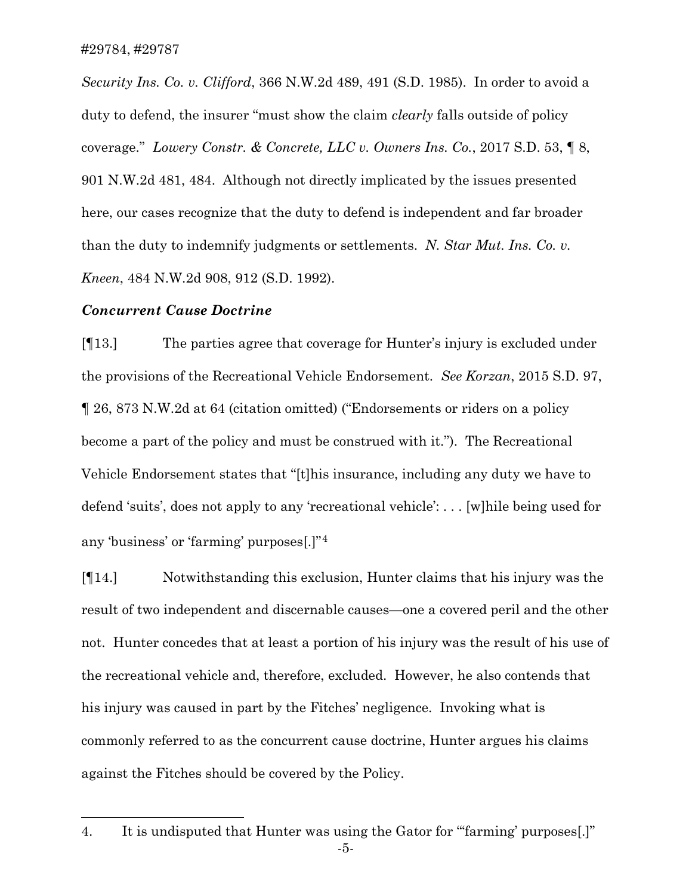*Security Ins. Co. v. Clifford*, 366 N.W.2d 489, 491 (S.D. 1985). In order to avoid a duty to defend, the insurer "must show the claim *clearly* falls outside of policy coverage." *Lowery Constr. & Concrete, LLC v. Owners Ins. Co.*, 2017 S.D. 53, ¶ 8, 901 N.W.2d 481, 484. Although not directly implicated by the issues presented here, our cases recognize that the duty to defend is independent and far broader than the duty to indemnify judgments or settlements. *N. Star Mut. Ins. Co. v. Kneen*, 484 N.W.2d 908, 912 (S.D. 1992).

***Concurrent Cause Doctrine***

[¶13.] The parties agree that coverage for Hunter's injury is excluded under the provisions of the Recreational Vehicle Endorsement. *See Korzan*, 2015 S.D. 97, ¶ 26, 873 N.W.2d at 64 (citation omitted) ("Endorsements or riders on a policy become a part of the policy and must be construed with it."). The Recreational Vehicle Endorsement states that "[t]his insurance, including any duty we have to defend 'suits', does not apply to any 'recreational vehicle': . . . [w]hile being used for any 'business' or 'farming' purposes[.]"[4]

[¶14.] Notwithstanding this exclusion, Hunter claims that his injury was the result of two independent and discernable causes—one a covered peril and the other not. Hunter concedes that at least a portion of his injury was the result of his use of the recreational vehicle and, therefore, excluded. However, he also contends that his injury was caused in part by the Fitches' negligence. Invoking what is commonly referred to as the concurrent cause doctrine, Hunter argues his claims against the Fitches should be covered by the Policy.

---

4. It is undisputed that Hunter was using the Gator for "'farming' purposes[.]"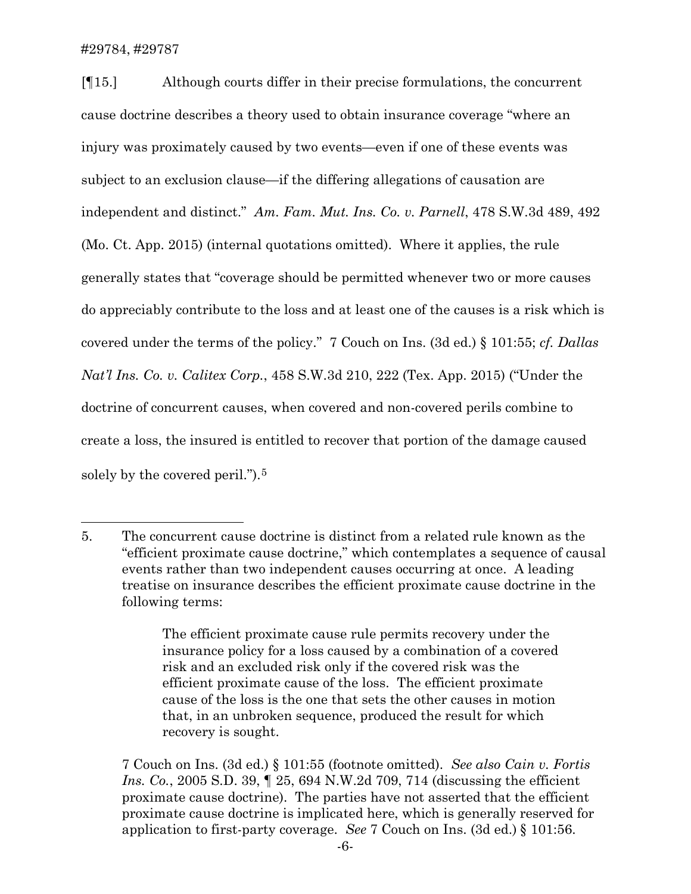[¶15.] Although courts differ in their precise formulations, the concurrent cause doctrine describes a theory used to obtain insurance coverage "where an injury was proximately caused by two events—even if one of these events was subject to an exclusion clause—if the differing allegations of causation are independent and distinct." *Am. Fam. Mut. Ins. Co. v. Parnell*, 478 S.W.3d 489, 492 (Mo. Ct. App. 2015) (internal quotations omitted). Where it applies, the rule generally states that "coverage should be permitted whenever two or more causes do appreciably contribute to the loss and at least one of the causes is a risk which is covered under the terms of the policy." 7 Couch on Ins. (3d ed.) § 101:55; *cf. Dallas Nat'l Ins. Co. v. Calitex Corp.*, 458 S.W.3d 210, 222 (Tex. App. 2015) ("Under the doctrine of concurrent causes, when covered and non-covered perils combine to create a loss, the insured is entitled to recover that portion of the damage caused solely by the covered peril.").[5]

---

5. The concurrent cause doctrine is distinct from a related rule known as the "efficient proximate cause doctrine," which contemplates a sequence of causal events rather than two independent causes occurring at once. A leading treatise on insurance describes the efficient proximate cause doctrine in the following terms:

> The efficient proximate cause rule permits recovery under the insurance policy for a loss caused by a combination of a covered risk and an excluded risk only if the covered risk was the efficient proximate cause of the loss. The efficient proximate cause of the loss is the one that sets the other causes in motion that, in an unbroken sequence, produced the result for which recovery is sought.

7 Couch on Ins. (3d ed.) § 101:55 (footnote omitted). *See also Cain v. Fortis Ins. Co.*, 2005 S.D. 39, ¶ 25, 694 N.W.2d 709, 714 (discussing the efficient proximate cause doctrine). The parties have not asserted that the efficient proximate cause doctrine is implicated here, which is generally reserved for application to first-party coverage. *See* 7 Couch on Ins. (3d ed.) § 101:56.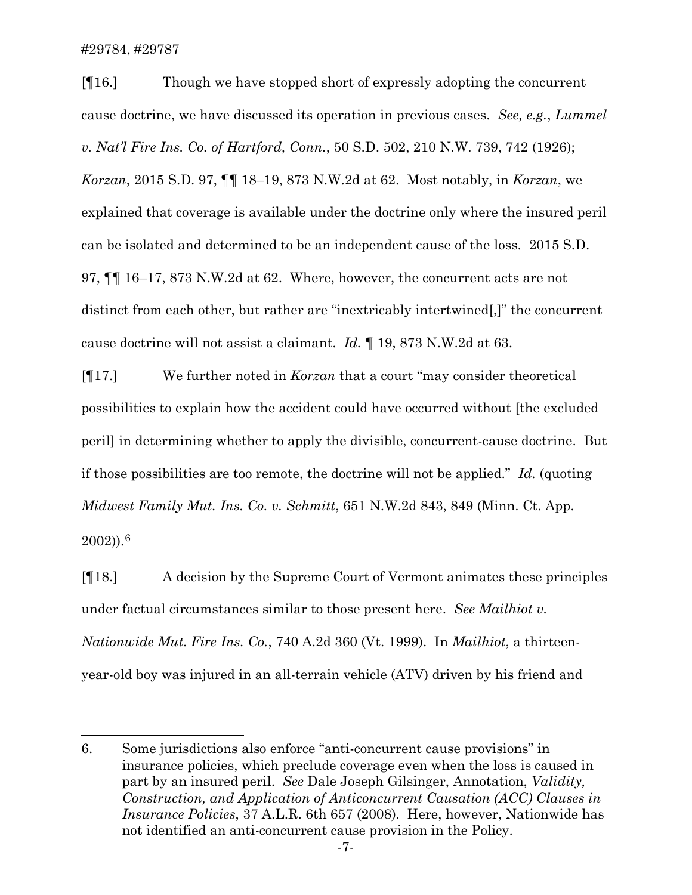[¶16.] Though we have stopped short of expressly adopting the concurrent cause doctrine, we have discussed its operation in previous cases. *See, e.g.*, *Lummel v. Nat'l Fire Ins. Co. of Hartford, Conn.*, 50 S.D. 502, 210 N.W. 739, 742 (1926); *Korzan*, 2015 S.D. 97, ¶¶ 18–19, 873 N.W.2d at 62. Most notably, in *Korzan*, we explained that coverage is available under the doctrine only where the insured peril can be isolated and determined to be an independent cause of the loss. 2015 S.D. 97, ¶¶ 16–17, 873 N.W.2d at 62. Where, however, the concurrent acts are not distinct from each other, but rather are "inextricably intertwined[,]" the concurrent cause doctrine will not assist a claimant. *Id.* ¶ 19, 873 N.W.2d at 63.

[¶17.] We further noted in *Korzan* that a court "may consider theoretical possibilities to explain how the accident could have occurred without [the excluded peril] in determining whether to apply the divisible, concurrent-cause doctrine. But if those possibilities are too remote, the doctrine will not be applied." *Id.* (quoting *Midwest Family Mut. Ins. Co. v. Schmitt*, 651 N.W.2d 843, 849 (Minn. Ct. App. 2002)).[6]

[¶18.] A decision by the Supreme Court of Vermont animates these principles under factual circumstances similar to those present here. *See Mailhiot v. Nationwide Mut. Fire Ins. Co.*, 740 A.2d 360 (Vt. 1999). In *Mailhiot*, a thirteen-year-old boy was injured in an all-terrain vehicle (ATV) driven by his friend and

---

6. Some jurisdictions also enforce "anti-concurrent cause provisions" in insurance policies, which preclude coverage even when the loss is caused in part by an insured peril. *See* Dale Joseph Gilsinger, Annotation, *Validity, Construction, and Application of Anticoncurrent Causation (ACC) Clauses in Insurance Policies*, 37 A.L.R. 6th 657 (2008). Here, however, Nationwide has not identified an anti-concurrent cause provision in the Policy.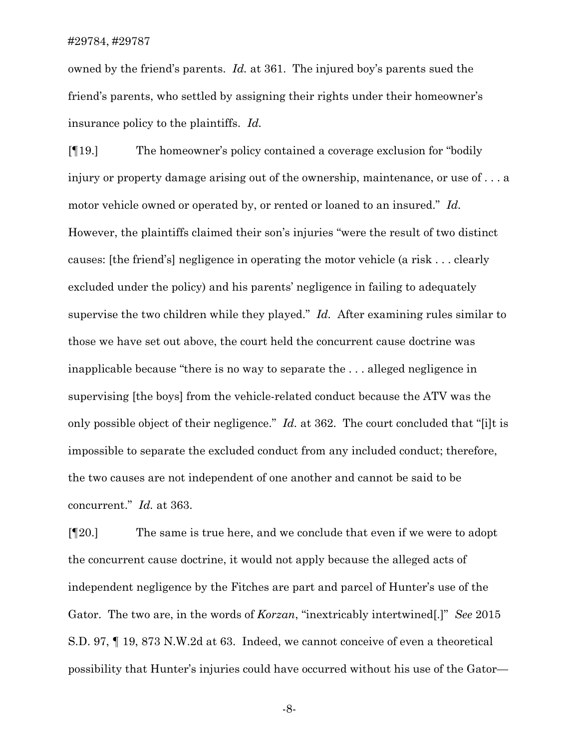owned by the friend's parents. *Id.* at 361. The injured boy's parents sued the friend's parents, who settled by assigning their rights under their homeowner's insurance policy to the plaintiffs. *Id.*

[¶19.] The homeowner's policy contained a coverage exclusion for "bodily injury or property damage arising out of the ownership, maintenance, or use of . . . a motor vehicle owned or operated by, or rented or loaned to an insured." *Id.* However, the plaintiffs claimed their son's injuries "were the result of two distinct causes: [the friend's] negligence in operating the motor vehicle (a risk . . . clearly excluded under the policy) and his parents' negligence in failing to adequately supervise the two children while they played." *Id.* After examining rules similar to those we have set out above, the court held the concurrent cause doctrine was inapplicable because "there is no way to separate the . . . alleged negligence in supervising [the boys] from the vehicle-related conduct because the ATV was the only possible object of their negligence." *Id.* at 362. The court concluded that "[i]t is impossible to separate the excluded conduct from any included conduct; therefore, the two causes are not independent of one another and cannot be said to be concurrent." *Id.* at 363.

[¶20.] The same is true here, and we conclude that even if we were to adopt the concurrent cause doctrine, it would not apply because the alleged acts of independent negligence by the Fitches are part and parcel of Hunter's use of the Gator. The two are, in the words of *Korzan*, "inextricably intertwined[.]" *See* 2015 S.D. 97, ¶ 19, 873 N.W.2d at 63. Indeed, we cannot conceive of even a theoretical possibility that Hunter's injuries could have occurred without his use of the Gator—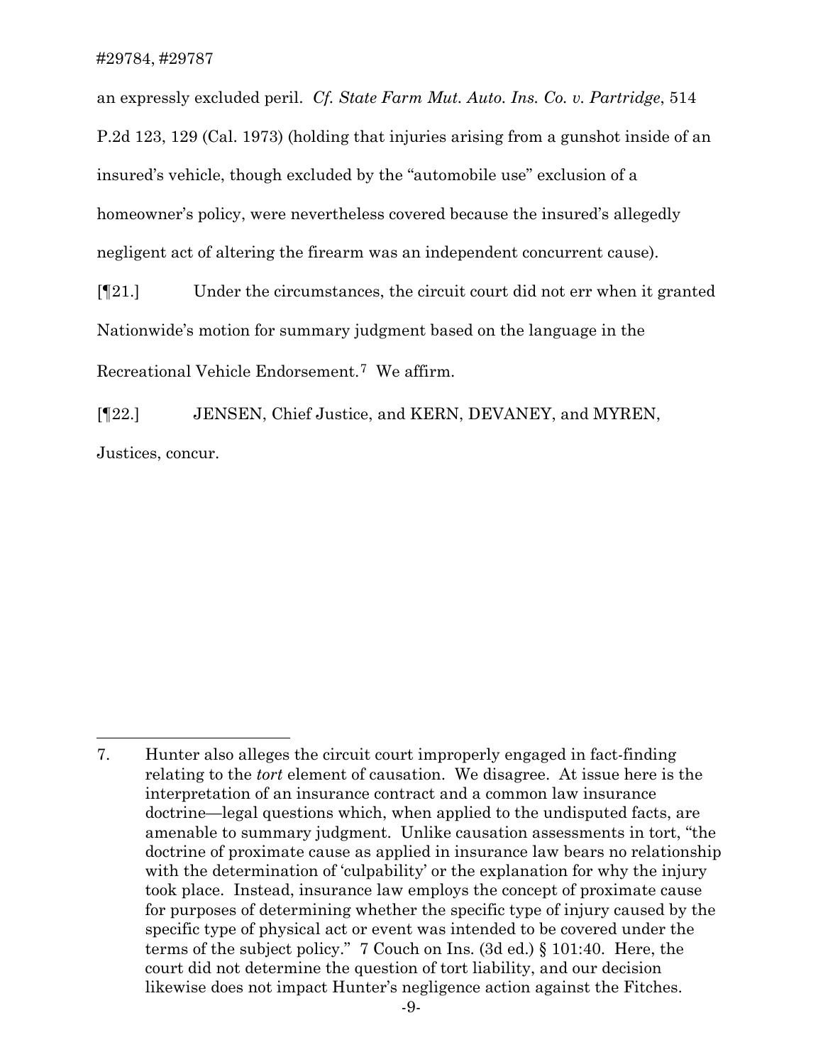an expressly excluded peril. *Cf. State Farm Mut. Auto. Ins. Co. v. Partridge*, 514 P.2d 123, 129 (Cal. 1973) (holding that injuries arising from a gunshot inside of an insured's vehicle, though excluded by the "automobile use" exclusion of a homeowner's policy, were nevertheless covered because the insured's allegedly negligent act of altering the firearm was an independent concurrent cause).

[¶21.] Under the circumstances, the circuit court did not err when it granted Nationwide's motion for summary judgment based on the language in the Recreational Vehicle Endorsement.[7] We affirm.

[¶22.] JENSEN, Chief Justice, and KERN, DEVANEY, and MYREN, Justices, concur.

---

7. Hunter also alleges the circuit court improperly engaged in fact-finding relating to the *tort* element of causation. We disagree. At issue here is the interpretation of an insurance contract and a common law insurance doctrine—legal questions which, when applied to the undisputed facts, are amenable to summary judgment. Unlike causation assessments in tort, "the doctrine of proximate cause as applied in insurance law bears no relationship with the determination of 'culpability' or the explanation for why the injury took place. Instead, insurance law employs the concept of proximate cause for purposes of determining whether the specific type of injury caused by the specific type of physical act or event was intended to be covered under the terms of the subject policy." 7 Couch on Ins. (3d ed.) § 101:40. Here, the court did not determine the question of tort liability, and our decision likewise does not impact Hunter's negligence action against the Fitches.